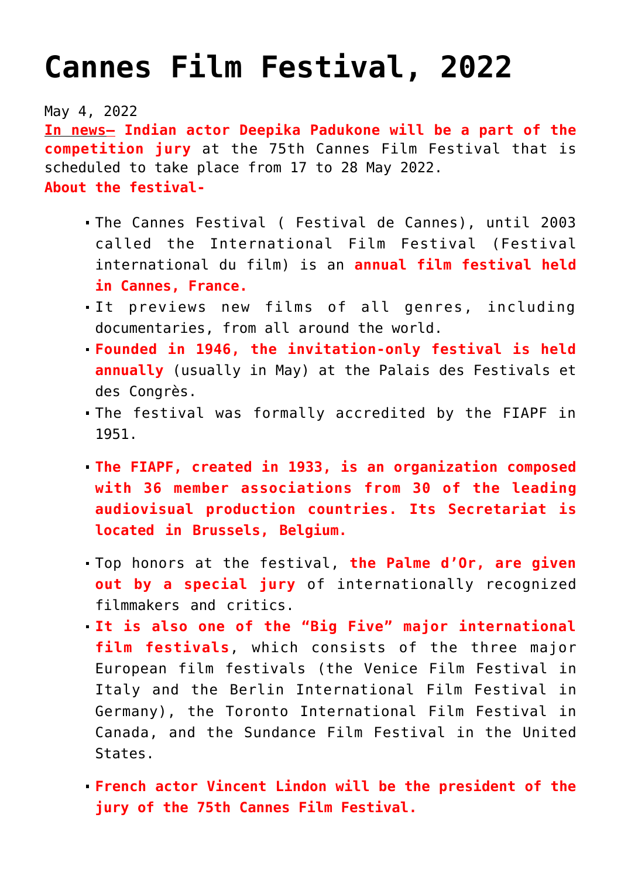# Cannes Film Festival, 2022

May 4, 2022

**In news–** **Indian actor Deepika Padukone will be a part of the competition jury** at the 75th Cannes Film Festival that is scheduled to take place from 17 to 28 May 2022.

**About the festival-**

- The Cannes Festival ( Festival de Cannes), until 2003 called the International Film Festival (Festival international du film) is an **annual film festival held in Cannes, France.**
- It previews new films of all genres, including documentaries, from all around the world.
- **Founded in 1946, the invitation-only festival is held annually** (usually in May) at the Palais des Festivals et des Congrès.
- The festival was formally accredited by the FIAPF in 1951.
- **The FIAPF, created in 1933, is an organization composed with 36 member associations from 30 of the leading audiovisual production countries. Its Secretariat is located in Brussels, Belgium.**
- Top honors at the festival, **the Palme d'Or, are given out by a special jury** of internationally recognized filmmakers and critics.
- **It is also one of the "Big Five" major international film festivals**, which consists of the three major European film festivals (the Venice Film Festival in Italy and the Berlin International Film Festival in Germany), the Toronto International Film Festival in Canada, and the Sundance Film Festival in the United States.
- **French actor Vincent Lindon will be the president of the jury of the 75th Cannes Film Festival.**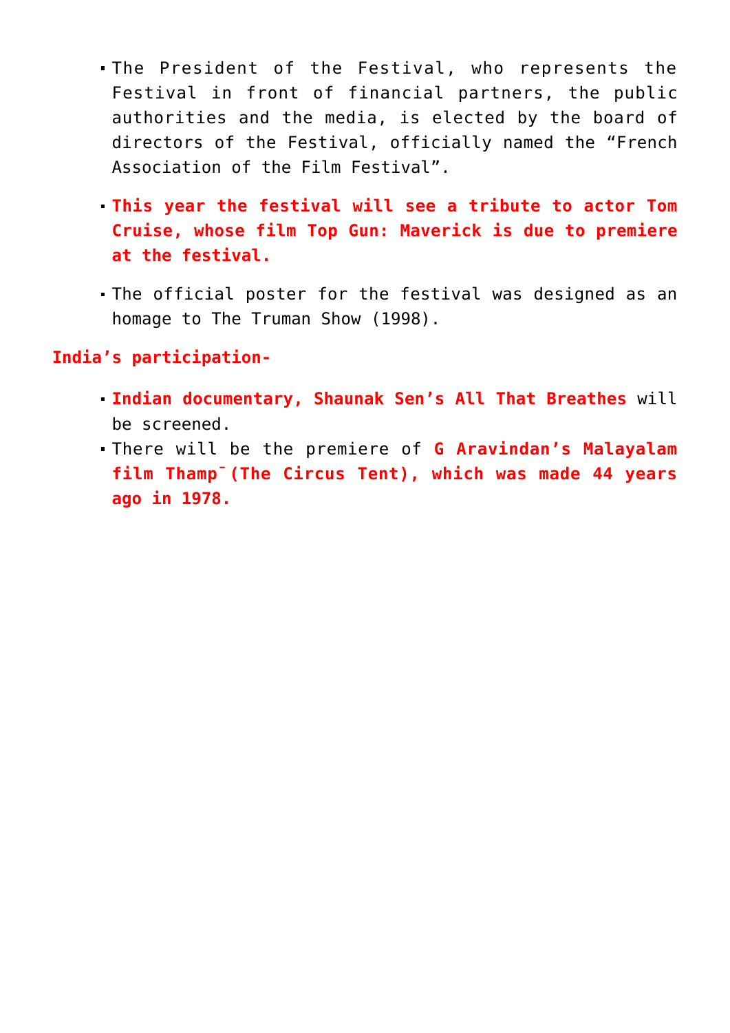- The President of the Festival, who represents the Festival in front of financial partners, the public authorities and the media, is elected by the board of directors of the Festival, officially named the "French Association of the Film Festival".
- **This year the festival will see a tribute to actor Tom Cruise, whose film Top Gun: Maverick is due to premiere at the festival.**
- The official poster for the festival was designed as an homage to The Truman Show (1998).

**India's participation-**

- **Indian documentary, Shaunak Sen's All That Breathes** will be screened.
- There will be the premiere of **G Aravindan's Malayalam film Thamp¯(The Circus Tent), which was made 44 years ago in 1978.**